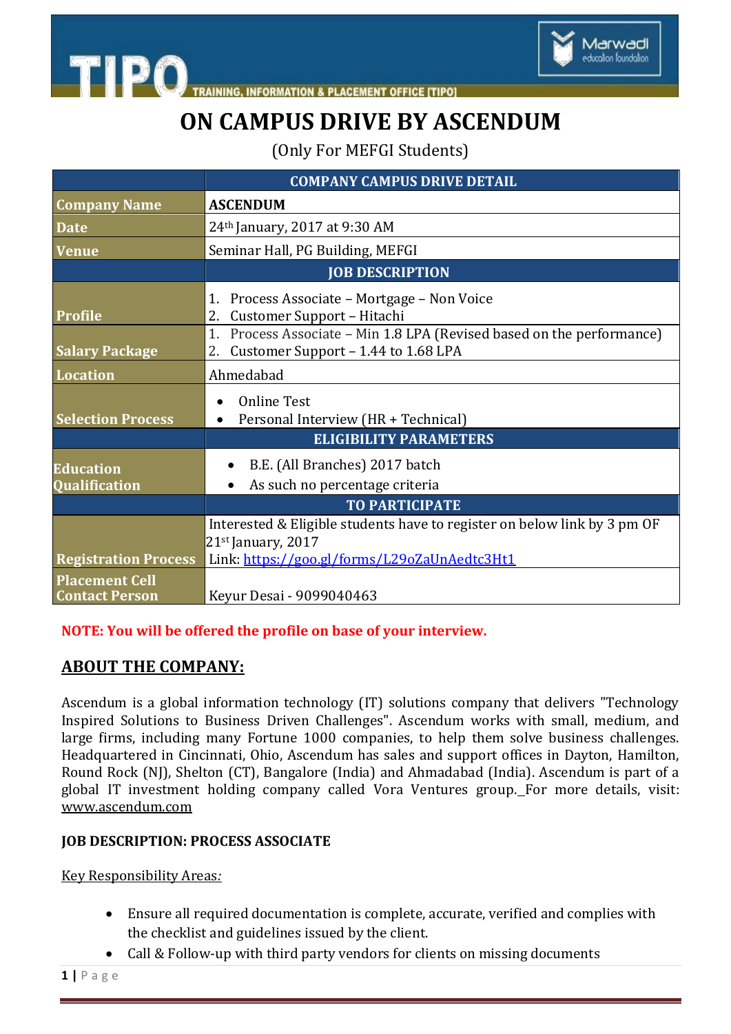# ON CAMPUS DRIVE BY ASCENDUM

(Only For MEFGI Students)

| | COMPANY CAMPUS DRIVE DETAIL |
|---|---|
| **Company Name** | **ASCENDUM** |
| **Date** | 24th January, 2017 at 9:30 AM |
| **Venue** | Seminar Hall, PG Building, MEFGI |
| | **JOB DESCRIPTION** |
| **Profile** | 1. Process Associate – Mortgage – Non Voice<br>2. Customer Support – Hitachi |
| **Salary Package** | 1. Process Associate – Min 1.8 LPA (Revised based on the performance)<br>2. Customer Support – 1.44 to 1.68 LPA |
| **Location** | Ahmedabad |
| **Selection Process** | • Online Test<br>• Personal Interview (HR + Technical) |
| | **ELIGIBILITY PARAMETERS** |
| **Education Qualification** | • B.E. (All Branches) 2017 batch<br>• As such no percentage criteria |
| | **TO PARTICIPATE** |
| **Registration Process** | Interested & Eligible students have to register on below link by 3 pm OF 21st January, 2017<br>Link: https://goo.gl/forms/L29oZaUnAedtc3Ht1 |
| **Placement Cell Contact Person** | Keyur Desai - 9099040463 |

**NOTE: You will be offered the profile on base of your interview.**

## ABOUT THE COMPANY:

Ascendum is a global information technology (IT) solutions company that delivers "Technology Inspired Solutions to Business Driven Challenges". Ascendum works with small, medium, and large firms, including many Fortune 1000 companies, to help them solve business challenges. Headquartered in Cincinnati, Ohio, Ascendum has sales and support offices in Dayton, Hamilton, Round Rock (NJ), Shelton (CT), Bangalore (India) and Ahmadabad (India). Ascendum is part of a global IT investment holding company called Vora Ventures group._For more details, visit: www.ascendum.com

### JOB DESCRIPTION: PROCESS ASSOCIATE

Key Responsibility Areas:

- Ensure all required documentation is complete, accurate, verified and complies with the checklist and guidelines issued by the client.
- Call & Follow-up with third party vendors for clients on missing documents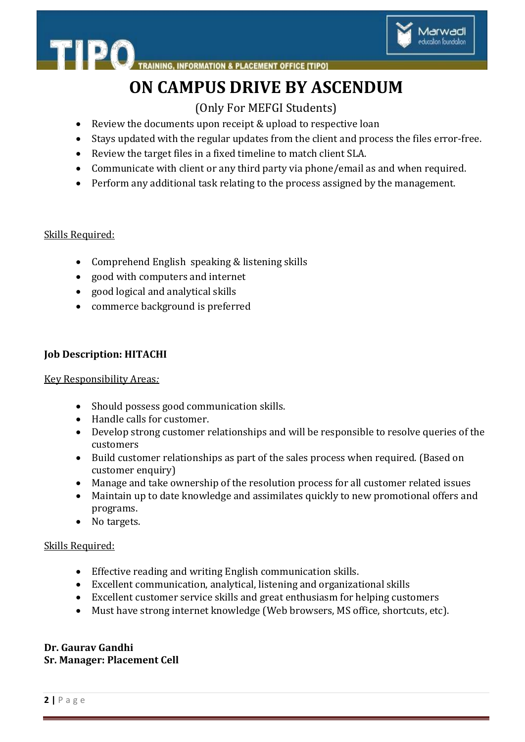# ON CAMPUS DRIVE BY ASCENDUM

(Only For MEFGI Students)

- Review the documents upon receipt & upload to respective loan
- Stays updated with the regular updates from the client and process the files error-free.
- Review the target files in a fixed timeline to match client SLA.
- Communicate with client or any third party via phone/email as and when required.
- Perform any additional task relating to the process assigned by the management.

Skills Required:

- Comprehend English speaking & listening skills
- good with computers and internet
- good logical and analytical skills
- commerce background is preferred

**Job Description: HITACHI**

Key Responsibility Areas*:*

- Should possess good communication skills.
- Handle calls for customer.
- Develop strong customer relationships and will be responsible to resolve queries of the customers
- Build customer relationships as part of the sales process when required. (Based on customer enquiry)
- Manage and take ownership of the resolution process for all customer related issues
- Maintain up to date knowledge and assimilates quickly to new promotional offers and programs.
- No targets.

Skills Required:

- Effective reading and writing English communication skills.
- Excellent communication, analytical, listening and organizational skills
- Excellent customer service skills and great enthusiasm for helping customers
- Must have strong internet knowledge (Web browsers, MS office, shortcuts, etc).

**Dr. Gaurav Gandhi**
**Sr. Manager: Placement Cell**